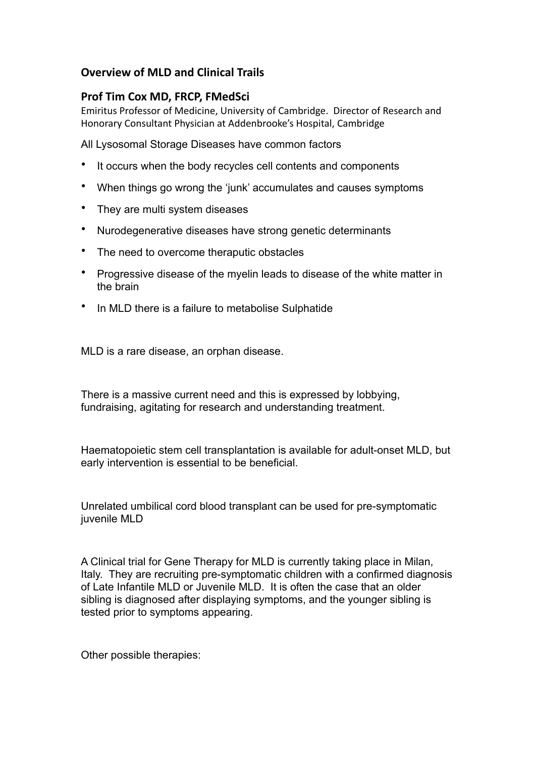## Overview of MLD and Clinical Trails

### Prof Tim Cox MD, FRCP, FMedSci

Emiritus Professor of Medicine, University of Cambridge. Director of Research and Honorary Consultant Physician at Addenbrooke's Hospital, Cambridge

All Lysosomal Storage Diseases have common factors

- It occurs when the body recycles cell contents and components
- When things go wrong the 'junk' accumulates and causes symptoms
- They are multi system diseases
- Nurodegenerative diseases have strong genetic determinants
- The need to overcome theraputic obstacles
- Progressive disease of the myelin leads to disease of the white matter in the brain
- In MLD there is a failure to metabolise Sulphatide

MLD is a rare disease, an orphan disease.

There is a massive current need and this is expressed by lobbying, fundraising, agitating for research and understanding treatment.

Haematopoietic stem cell transplantation is available for adult-onset MLD, but early intervention is essential to be beneficial.

Unrelated umbilical cord blood transplant can be used for pre-symptomatic juvenile MLD

A Clinical trial for Gene Therapy for MLD is currently taking place in Milan, Italy. They are recruiting pre-symptomatic children with a confirmed diagnosis of Late Infantile MLD or Juvenile MLD. It is often the case that an older sibling is diagnosed after displaying symptoms, and the younger sibling is tested prior to symptoms appearing.

Other possible therapies: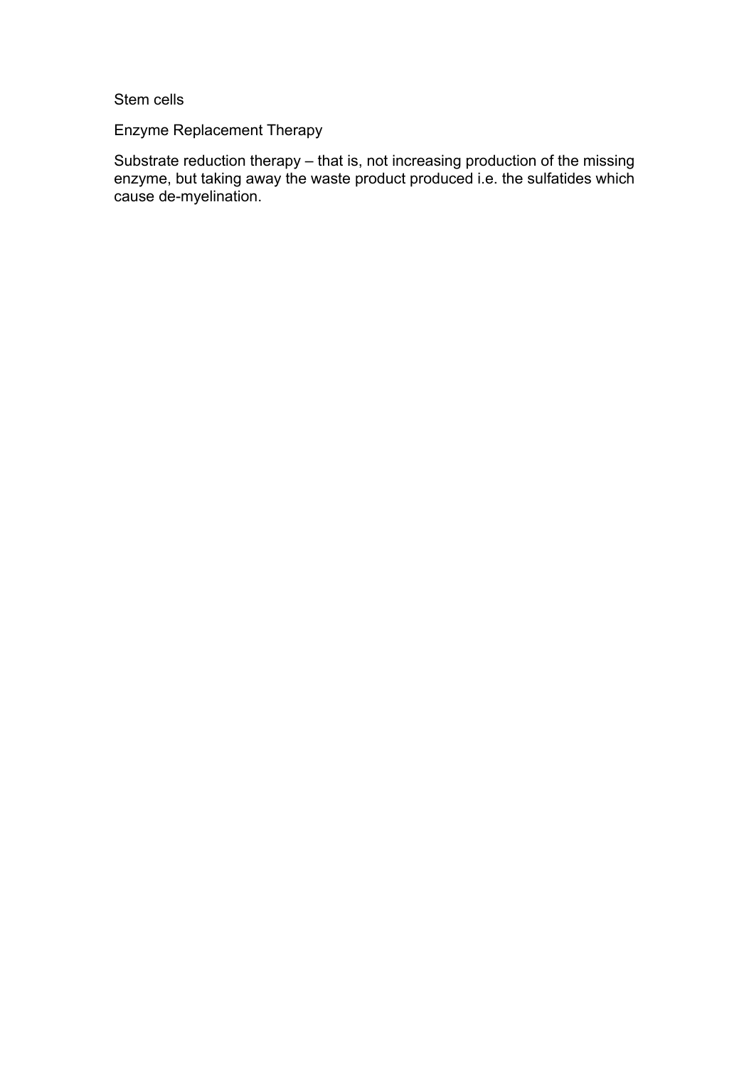Stem cells

Enzyme Replacement Therapy

Substrate reduction therapy – that is, not increasing production of the missing enzyme, but taking away the waste product produced i.e. the sulfatides which cause de-myelination.